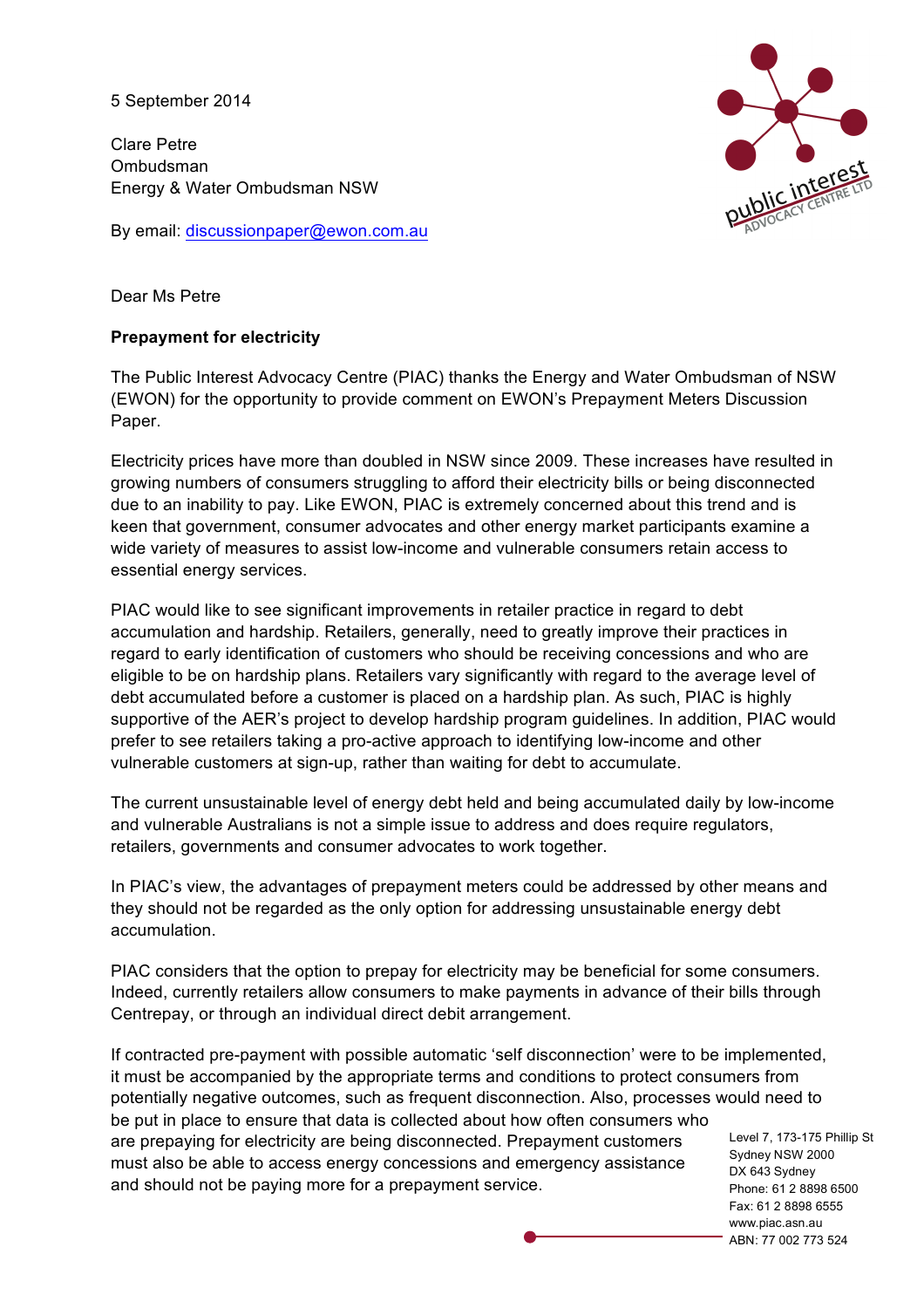5 September 2014

Clare Petre
Ombudsman
Energy & Water Ombudsman NSW

By email: discussionpaper@ewon.com.au

Dear Ms Petre

**Prepayment for electricity**

The Public Interest Advocacy Centre (PIAC) thanks the Energy and Water Ombudsman of NSW (EWON) for the opportunity to provide comment on EWON's Prepayment Meters Discussion Paper.

Electricity prices have more than doubled in NSW since 2009. These increases have resulted in growing numbers of consumers struggling to afford their electricity bills or being disconnected due to an inability to pay. Like EWON, PIAC is extremely concerned about this trend and is keen that government, consumer advocates and other energy market participants examine a wide variety of measures to assist low-income and vulnerable consumers retain access to essential energy services.

PIAC would like to see significant improvements in retailer practice in regard to debt accumulation and hardship. Retailers, generally, need to greatly improve their practices in regard to early identification of customers who should be receiving concessions and who are eligible to be on hardship plans. Retailers vary significantly with regard to the average level of debt accumulated before a customer is placed on a hardship plan. As such, PIAC is highly supportive of the AER's project to develop hardship program guidelines. In addition, PIAC would prefer to see retailers taking a pro-active approach to identifying low-income and other vulnerable customers at sign-up, rather than waiting for debt to accumulate.

The current unsustainable level of energy debt held and being accumulated daily by low-income and vulnerable Australians is not a simple issue to address and does require regulators, retailers, governments and consumer advocates to work together.

In PIAC's view, the advantages of prepayment meters could be addressed by other means and they should not be regarded as the only option for addressing unsustainable energy debt accumulation.

PIAC considers that the option to prepay for electricity may be beneficial for some consumers. Indeed, currently retailers allow consumers to make payments in advance of their bills through Centrepay, or through an individual direct debit arrangement.

If contracted pre-payment with possible automatic 'self disconnection' were to be implemented, it must be accompanied by the appropriate terms and conditions to protect consumers from potentially negative outcomes, such as frequent disconnection. Also, processes would need to be put in place to ensure that data is collected about how often consumers who are prepaying for electricity are being disconnected. Prepayment customers must also be able to access energy concessions and emergency assistance and should not be paying more for a prepayment service.

Level 7, 173-175 Phillip St
Sydney NSW 2000
DX 643 Sydney
Phone: 61 2 8898 6500
Fax: 61 2 8898 6555
www.piac.asn.au
ABN: 77 002 773 524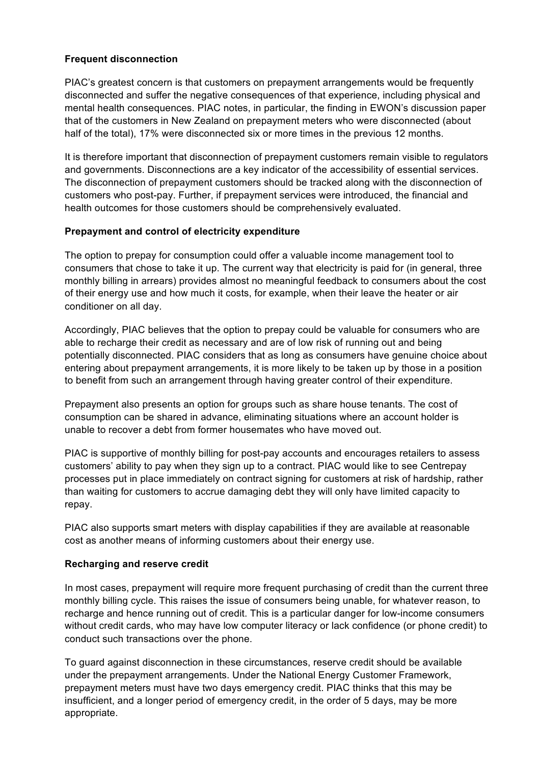**Frequent disconnection**

PIAC's greatest concern is that customers on prepayment arrangements would be frequently disconnected and suffer the negative consequences of that experience, including physical and mental health consequences. PIAC notes, in particular, the finding in EWON's discussion paper that of the customers in New Zealand on prepayment meters who were disconnected (about half of the total), 17% were disconnected six or more times in the previous 12 months.

It is therefore important that disconnection of prepayment customers remain visible to regulators and governments. Disconnections are a key indicator of the accessibility of essential services. The disconnection of prepayment customers should be tracked along with the disconnection of customers who post-pay. Further, if prepayment services were introduced, the financial and health outcomes for those customers should be comprehensively evaluated.

**Prepayment and control of electricity expenditure**

The option to prepay for consumption could offer a valuable income management tool to consumers that chose to take it up. The current way that electricity is paid for (in general, three monthly billing in arrears) provides almost no meaningful feedback to consumers about the cost of their energy use and how much it costs, for example, when their leave the heater or air conditioner on all day.

Accordingly, PIAC believes that the option to prepay could be valuable for consumers who are able to recharge their credit as necessary and are of low risk of running out and being potentially disconnected. PIAC considers that as long as consumers have genuine choice about entering about prepayment arrangements, it is more likely to be taken up by those in a position to benefit from such an arrangement through having greater control of their expenditure.

Prepayment also presents an option for groups such as share house tenants. The cost of consumption can be shared in advance, eliminating situations where an account holder is unable to recover a debt from former housemates who have moved out.

PIAC is supportive of monthly billing for post-pay accounts and encourages retailers to assess customers' ability to pay when they sign up to a contract. PIAC would like to see Centrepay processes put in place immediately on contract signing for customers at risk of hardship, rather than waiting for customers to accrue damaging debt they will only have limited capacity to repay.

PIAC also supports smart meters with display capabilities if they are available at reasonable cost as another means of informing customers about their energy use.

**Recharging and reserve credit**

In most cases, prepayment will require more frequent purchasing of credit than the current three monthly billing cycle. This raises the issue of consumers being unable, for whatever reason, to recharge and hence running out of credit. This is a particular danger for low-income consumers without credit cards, who may have low computer literacy or lack confidence (or phone credit) to conduct such transactions over the phone.

To guard against disconnection in these circumstances, reserve credit should be available under the prepayment arrangements. Under the National Energy Customer Framework, prepayment meters must have two days emergency credit. PIAC thinks that this may be insufficient, and a longer period of emergency credit, in the order of 5 days, may be more appropriate.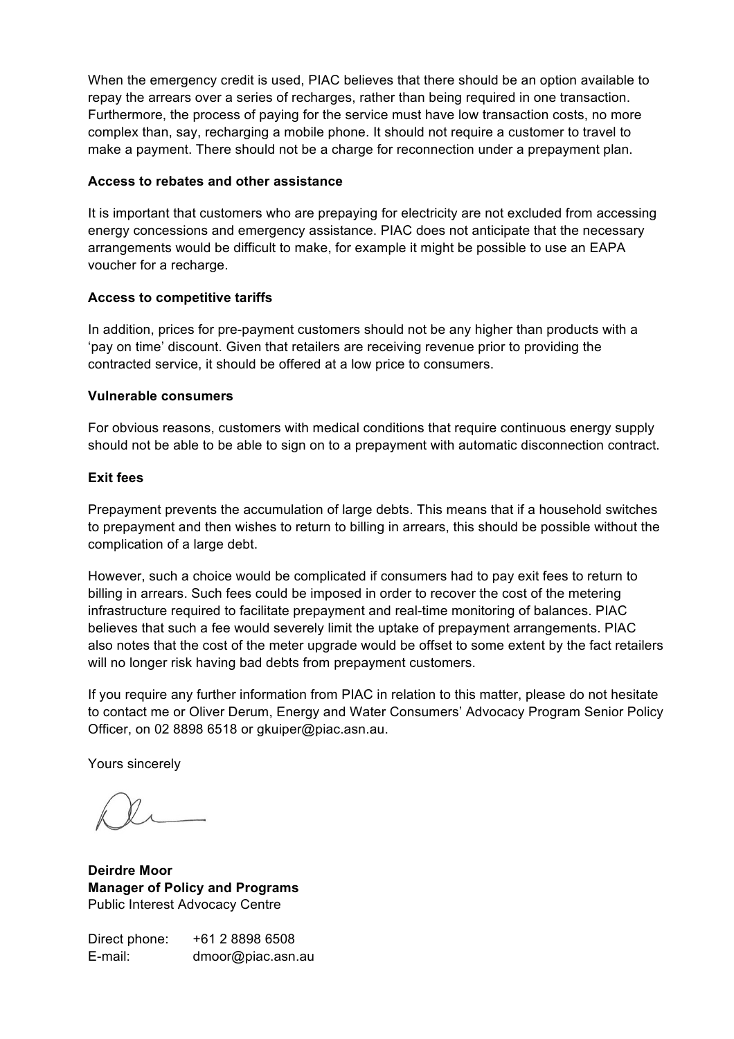When the emergency credit is used, PIAC believes that there should be an option available to repay the arrears over a series of recharges, rather than being required in one transaction. Furthermore, the process of paying for the service must have low transaction costs, no more complex than, say, recharging a mobile phone. It should not require a customer to travel to make a payment. There should not be a charge for reconnection under a prepayment plan.

**Access to rebates and other assistance**

It is important that customers who are prepaying for electricity are not excluded from accessing energy concessions and emergency assistance. PIAC does not anticipate that the necessary arrangements would be difficult to make, for example it might be possible to use an EAPA voucher for a recharge.

**Access to competitive tariffs**

In addition, prices for pre-payment customers should not be any higher than products with a 'pay on time' discount. Given that retailers are receiving revenue prior to providing the contracted service, it should be offered at a low price to consumers.

**Vulnerable consumers**

For obvious reasons, customers with medical conditions that require continuous energy supply should not be able to be able to sign on to a prepayment with automatic disconnection contract.

**Exit fees**

Prepayment prevents the accumulation of large debts. This means that if a household switches to prepayment and then wishes to return to billing in arrears, this should be possible without the complication of a large debt.

However, such a choice would be complicated if consumers had to pay exit fees to return to billing in arrears. Such fees could be imposed in order to recover the cost of the metering infrastructure required to facilitate prepayment and real-time monitoring of balances. PIAC believes that such a fee would severely limit the uptake of prepayment arrangements. PIAC also notes that the cost of the meter upgrade would be offset to some extent by the fact retailers will no longer risk having bad debts from prepayment customers.

If you require any further information from PIAC in relation to this matter, please do not hesitate to contact me or Oliver Derum, Energy and Water Consumers' Advocacy Program Senior Policy Officer, on 02 8898 6518 or gkuiper@piac.asn.au.

Yours sincerely

**Deirdre Moor**
**Manager of Policy and Programs**
Public Interest Advocacy Centre

Direct phone: +61 2 8898 6508
E-mail: dmoor@piac.asn.au